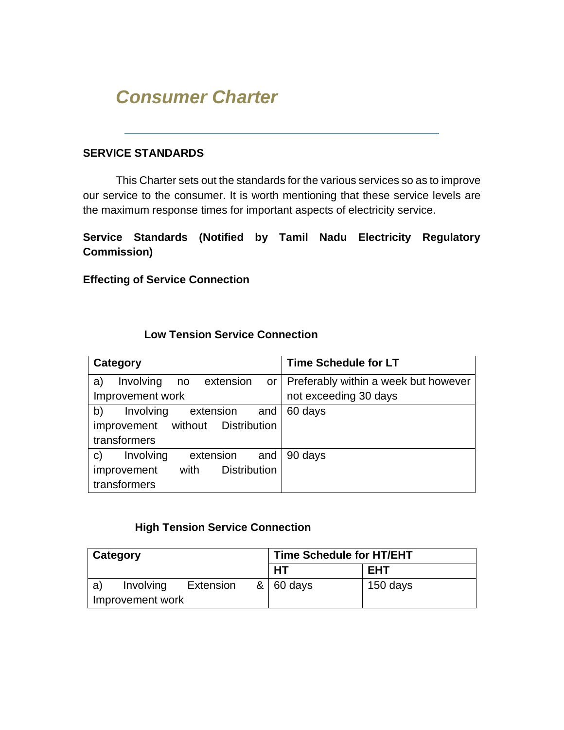# *Consumer Charter*

## SERVICE STANDARDS

This Charter sets out the standards for the various services so as to improve our service to the consumer. It is worth mentioning that these service levels are the maximum response times for important aspects of electricity service.

**Service Standards (Notified by Tamil Nadu Electricity Regulatory Commission)**

**Effecting of Service Connection**

**Low Tension Service Connection**

| Category | Time Schedule for LT |
|---|---|
| a) Involving no extension or Improvement work | Preferably within a week but however not exceeding 30 days |
| b) Involving extension and improvement without Distribution transformers | 60 days |
| c) Involving extension and improvement with Distribution transformers | 90 days |

**High Tension Service Connection**

| Category | Time Schedule for HT/EHT | |
|---|---|---|
| | HT | EHT |
| a) Involving Extension & Improvement work | 60 days | 150 days |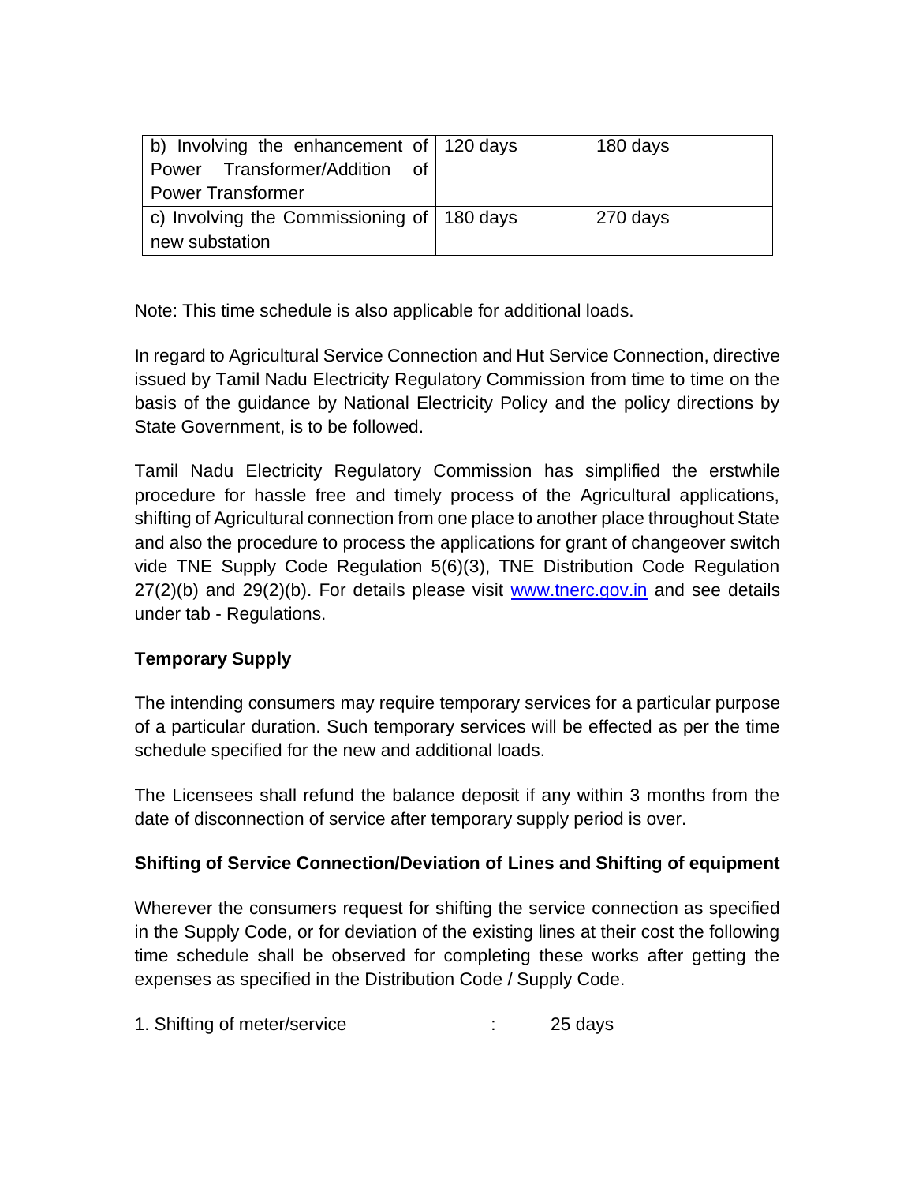| | | |
|---|---|---|
| b) Involving the enhancement of Power Transformer/Addition of Power Transformer | 120 days | 180 days |
| c) Involving the Commissioning of new substation | 180 days | 270 days |

Note: This time schedule is also applicable for additional loads.

In regard to Agricultural Service Connection and Hut Service Connection, directive issued by Tamil Nadu Electricity Regulatory Commission from time to time on the basis of the guidance by National Electricity Policy and the policy directions by State Government, is to be followed.

Tamil Nadu Electricity Regulatory Commission has simplified the erstwhile procedure for hassle free and timely process of the Agricultural applications, shifting of Agricultural connection from one place to another place throughout State and also the procedure to process the applications for grant of changeover switch vide TNE Supply Code Regulation 5(6)(3), TNE Distribution Code Regulation 27(2)(b) and 29(2)(b). For details please visit www.tnerc.gov.in and see details under tab - Regulations.

**Temporary Supply**

The intending consumers may require temporary services for a particular purpose of a particular duration. Such temporary services will be effected as per the time schedule specified for the new and additional loads.

The Licensees shall refund the balance deposit if any within 3 months from the date of disconnection of service after temporary supply period is over.

**Shifting of Service Connection/Deviation of Lines and Shifting of equipment**

Wherever the consumers request for shifting the service connection as specified in the Supply Code, or for deviation of the existing lines at their cost the following time schedule shall be observed for completing these works after getting the expenses as specified in the Distribution Code / Supply Code.

1. Shifting of meter/service : 25 days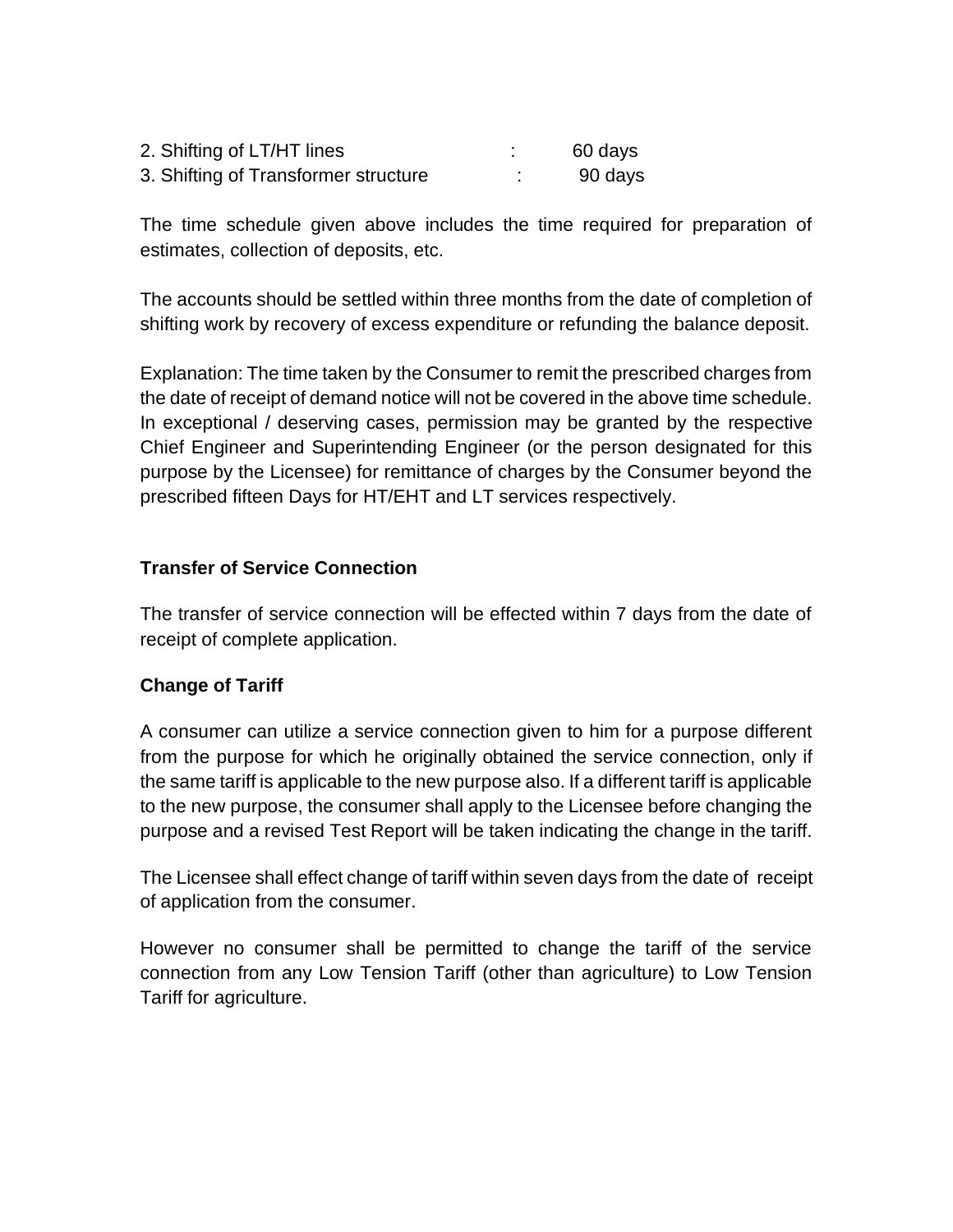2. Shifting of LT/HT lines : 60 days
3. Shifting of Transformer structure : 90 days

The time schedule given above includes the time required for preparation of estimates, collection of deposits, etc.

The accounts should be settled within three months from the date of completion of shifting work by recovery of excess expenditure or refunding the balance deposit.

Explanation: The time taken by the Consumer to remit the prescribed charges from the date of receipt of demand notice will not be covered in the above time schedule. In exceptional / deserving cases, permission may be granted by the respective Chief Engineer and Superintending Engineer (or the person designated for this purpose by the Licensee) for remittance of charges by the Consumer beyond the prescribed fifteen Days for HT/EHT and LT services respectively.

**Transfer of Service Connection**

The transfer of service connection will be effected within 7 days from the date of receipt of complete application.

**Change of Tariff**

A consumer can utilize a service connection given to him for a purpose different from the purpose for which he originally obtained the service connection, only if the same tariff is applicable to the new purpose also. If a different tariff is applicable to the new purpose, the consumer shall apply to the Licensee before changing the purpose and a revised Test Report will be taken indicating the change in the tariff.

The Licensee shall effect change of tariff within seven days from the date of receipt of application from the consumer.

However no consumer shall be permitted to change the tariff of the service connection from any Low Tension Tariff (other than agriculture) to Low Tension Tariff for agriculture.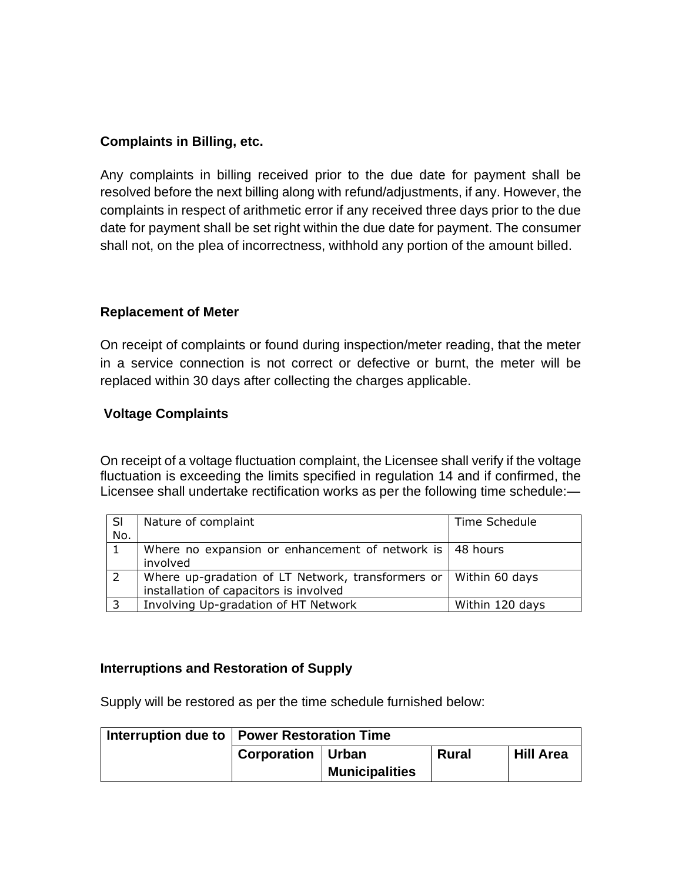### Complaints in Billing, etc.

Any complaints in billing received prior to the due date for payment shall be resolved before the next billing along with refund/adjustments, if any. However, the complaints in respect of arithmetic error if any received three days prior to the due date for payment shall be set right within the due date for payment. The consumer shall not, on the plea of incorrectness, withhold any portion of the amount billed.

### Replacement of Meter

On receipt of complaints or found during inspection/meter reading, that the meter in a service connection is not correct or defective or burnt, the meter will be replaced within 30 days after collecting the charges applicable.

### Voltage Complaints

On receipt of a voltage fluctuation complaint, the Licensee shall verify if the voltage fluctuation is exceeding the limits specified in regulation 14 and if confirmed, the Licensee shall undertake rectification works as per the following time schedule:—

| Sl No. | Nature of complaint | Time Schedule |
|---|---|---|
| 1 | Where no expansion or enhancement of network is involved | 48 hours |
| 2 | Where up-gradation of LT Network, transformers or installation of capacitors is involved | Within 60 days |
| 3 | Involving Up-gradation of HT Network | Within 120 days |

### Interruptions and Restoration of Supply

Supply will be restored as per the time schedule furnished below:

| Interruption due to | Power Restoration Time | | | |
|---|---|---|---|---|
| | Corporation | Urban Municipalities | Rural | Hill Area |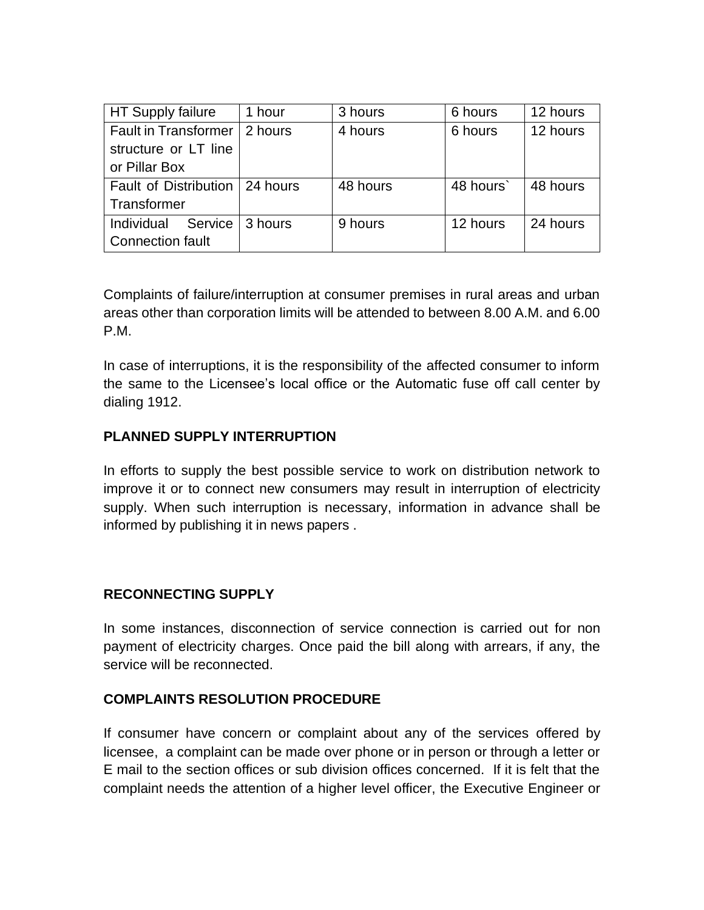| HT Supply failure | 1 hour | 3 hours | 6 hours | 12 hours |
|---|---|---|---|---|
| Fault in Transformer structure or LT line or Pillar Box | 2 hours | 4 hours | 6 hours | 12 hours |
| Fault of Distribution Transformer | 24 hours | 48 hours | 48 hours` | 48 hours |
| Individual Service Connection fault | 3 hours | 9 hours | 12 hours | 24 hours |

Complaints of failure/interruption at consumer premises in rural areas and urban areas other than corporation limits will be attended to between 8.00 A.M. and 6.00 P.M.

In case of interruptions, it is the responsibility of the affected consumer to inform the same to the Licensee's local office or the Automatic fuse off call center by dialing 1912.

**PLANNED SUPPLY INTERRUPTION**

In efforts to supply the best possible service to work on distribution network to improve it or to connect new consumers may result in interruption of electricity supply. When such interruption is necessary, information in advance shall be informed by publishing it in news papers .

**RECONNECTING SUPPLY**

In some instances, disconnection of service connection is carried out for non payment of electricity charges. Once paid the bill along with arrears, if any, the service will be reconnected.

**COMPLAINTS RESOLUTION PROCEDURE**

If consumer have concern or complaint about any of the services offered by licensee, a complaint can be made over phone or in person or through a letter or E mail to the section offices or sub division offices concerned. If it is felt that the complaint needs the attention of a higher level officer, the Executive Engineer or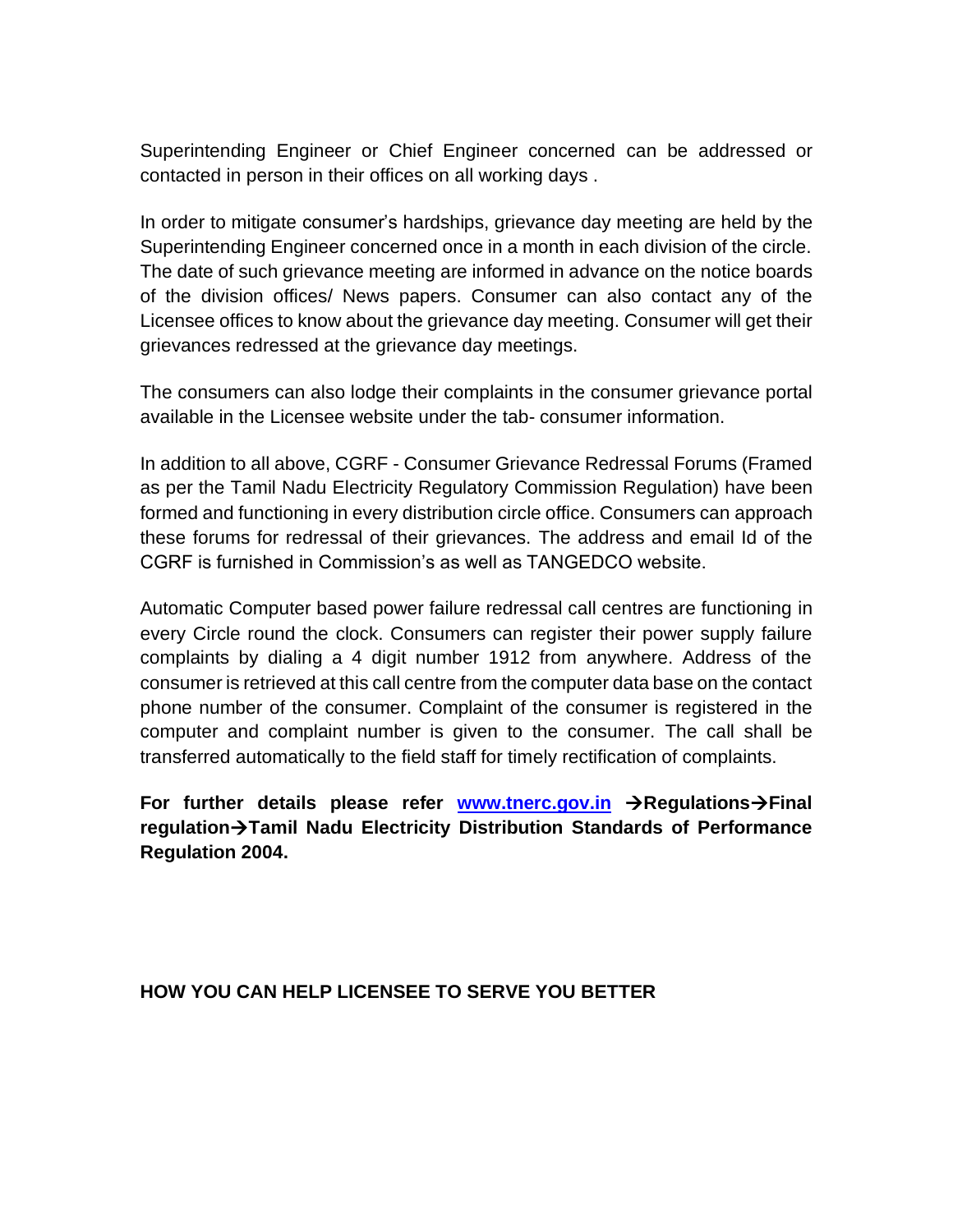Superintending Engineer or Chief Engineer concerned can be addressed or contacted in person in their offices on all working days .

In order to mitigate consumer's hardships, grievance day meeting are held by the Superintending Engineer concerned once in a month in each division of the circle. The date of such grievance meeting are informed in advance on the notice boards of the division offices/ News papers. Consumer can also contact any of the Licensee offices to know about the grievance day meeting. Consumer will get their grievances redressed at the grievance day meetings.

The consumers can also lodge their complaints in the consumer grievance portal available in the Licensee website under the tab- consumer information.

In addition to all above, CGRF - Consumer Grievance Redressal Forums (Framed as per the Tamil Nadu Electricity Regulatory Commission Regulation) have been formed and functioning in every distribution circle office. Consumers can approach these forums for redressal of their grievances. The address and email Id of the CGRF is furnished in Commission's as well as TANGEDCO website.

Automatic Computer based power failure redressal call centres are functioning in every Circle round the clock. Consumers can register their power supply failure complaints by dialing a 4 digit number 1912 from anywhere. Address of the consumer is retrieved at this call centre from the computer data base on the contact phone number of the consumer. Complaint of the consumer is registered in the computer and complaint number is given to the consumer. The call shall be transferred automatically to the field staff for timely rectification of complaints.

**For further details please refer [www.tnerc.gov.in](http://www.tnerc.gov.in) →Regulations→Final regulation→Tamil Nadu Electricity Distribution Standards of Performance Regulation 2004.**

**HOW YOU CAN HELP LICENSEE TO SERVE YOU BETTER**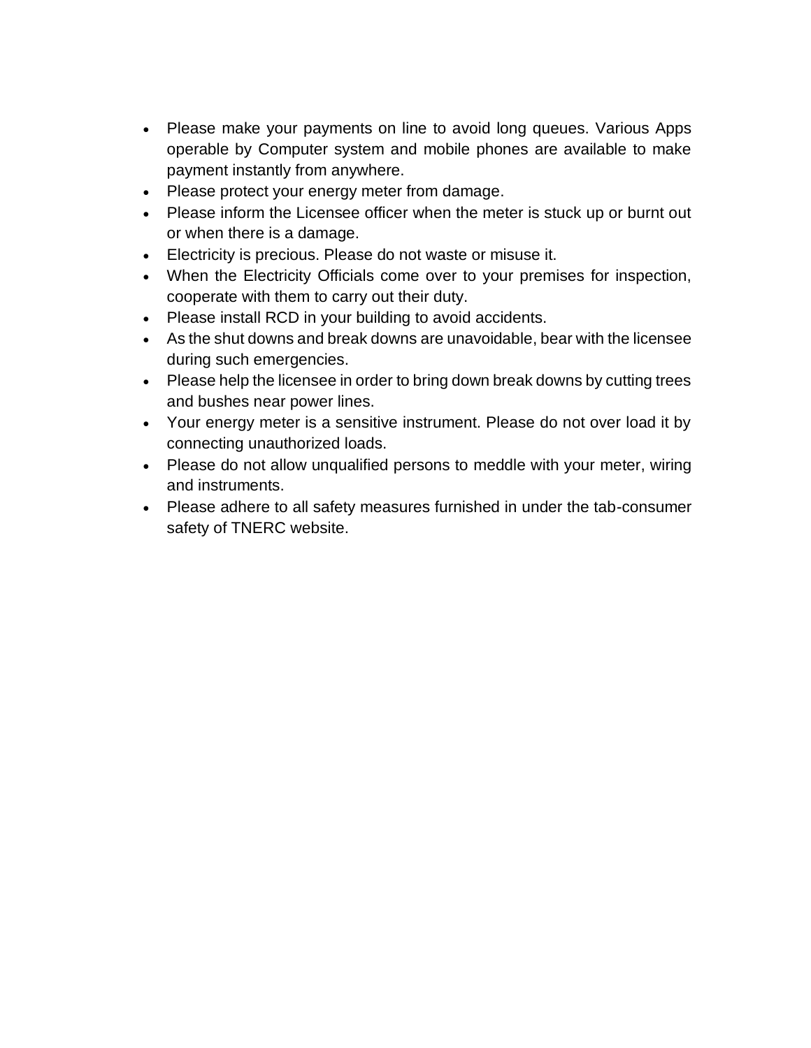- Please make your payments on line to avoid long queues. Various Apps operable by Computer system and mobile phones are available to make payment instantly from anywhere.
- Please protect your energy meter from damage.
- Please inform the Licensee officer when the meter is stuck up or burnt out or when there is a damage.
- Electricity is precious. Please do not waste or misuse it.
- When the Electricity Officials come over to your premises for inspection, cooperate with them to carry out their duty.
- Please install RCD in your building to avoid accidents.
- As the shut downs and break downs are unavoidable, bear with the licensee during such emergencies.
- Please help the licensee in order to bring down break downs by cutting trees and bushes near power lines.
- Your energy meter is a sensitive instrument. Please do not over load it by connecting unauthorized loads.
- Please do not allow unqualified persons to meddle with your meter, wiring and instruments.
- Please adhere to all safety measures furnished in under the tab-consumer safety of TNERC website.